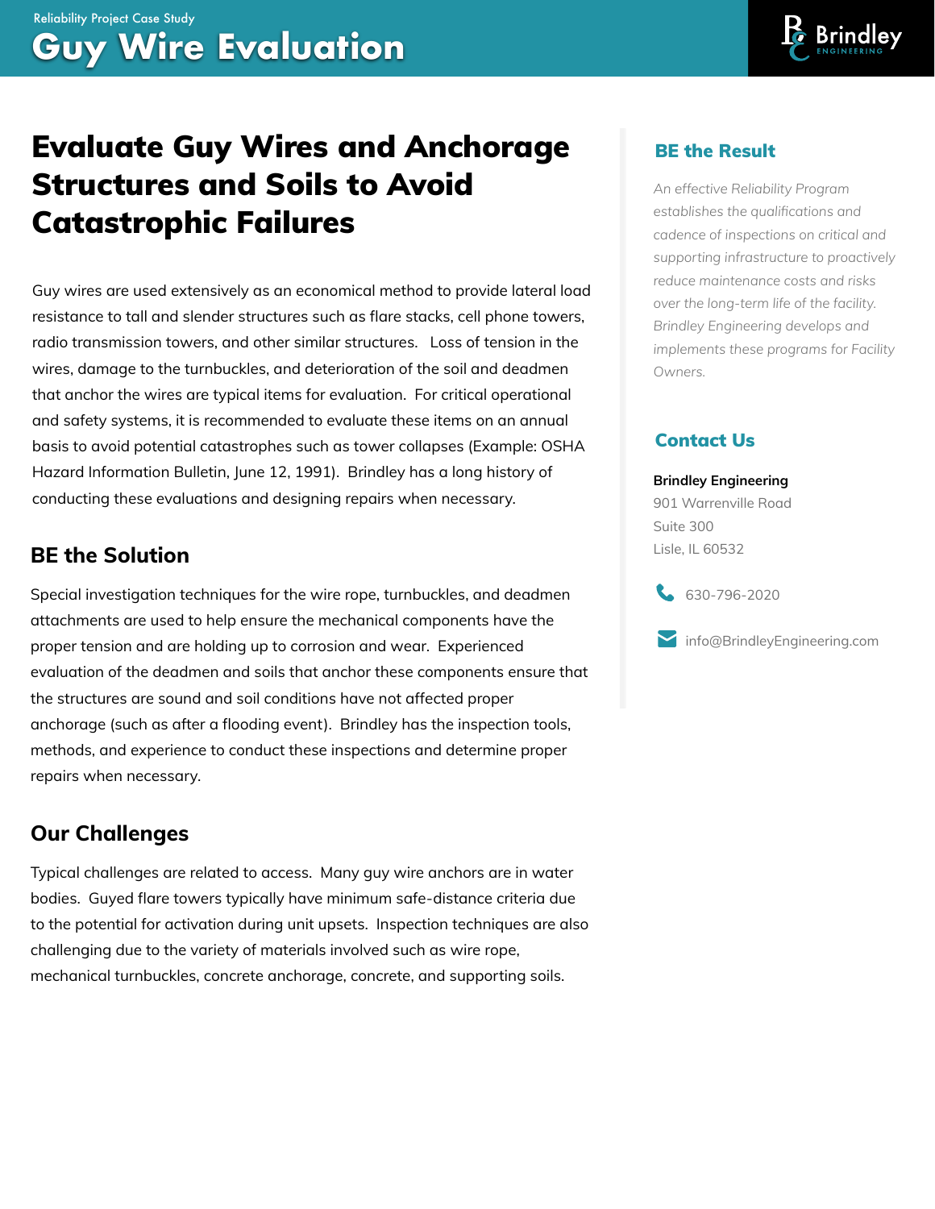Reliability Project Case Study

# Guy Wire Evaluation

## Evaluate Guy Wires and Anchorage Structures and Soils to Avoid Catastrophic Failures

Guy wires are used extensively as an economical method to provide lateral load resistance to tall and slender structures such as flare stacks, cell phone towers, radio transmission towers, and other similar structures. Loss of tension in the wires, damage to the turnbuckles, and deterioration of the soil and deadmen that anchor the wires are typical items for evaluation. For critical operational and safety systems, it is recommended to evaluate these items on an annual basis to avoid potential catastrophes such as tower collapses (Example: OSHA Hazard Information Bulletin, June 12, 1991). Brindley has a long history of conducting these evaluations and designing repairs when necessary.

### BE the Solution

Special investigation techniques for the wire rope, turnbuckles, and deadmen attachments are used to help ensure the mechanical components have the proper tension and are holding up to corrosion and wear. Experienced evaluation of the deadmen and soils that anchor these components ensure that the structures are sound and soil conditions have not affected proper anchorage (such as after a flooding event). Brindley has the inspection tools, methods, and experience to conduct these inspections and determine proper repairs when necessary.

### Our Challenges

Typical challenges are related to access. Many guy wire anchors are in water bodies. Guyed flare towers typically have minimum safe-distance criteria due to the potential for activation during unit upsets. Inspection techniques are also challenging due to the variety of materials involved such as wire rope, mechanical turnbuckles, concrete anchorage, concrete, and supporting soils.

### BE the Result

*An effective Reliability Program establishes the qualifications and cadence of inspections on critical and supporting infrastructure to proactively reduce maintenance costs and risks over the long-term life of the facility. Brindley Engineering develops and implements these programs for Facility Owners.*

### Contact Us

**Brindley Engineering**
901 Warrenville Road
Suite 300
Lisle, IL 60532

630-796-2020

info@BrindleyEngineering.com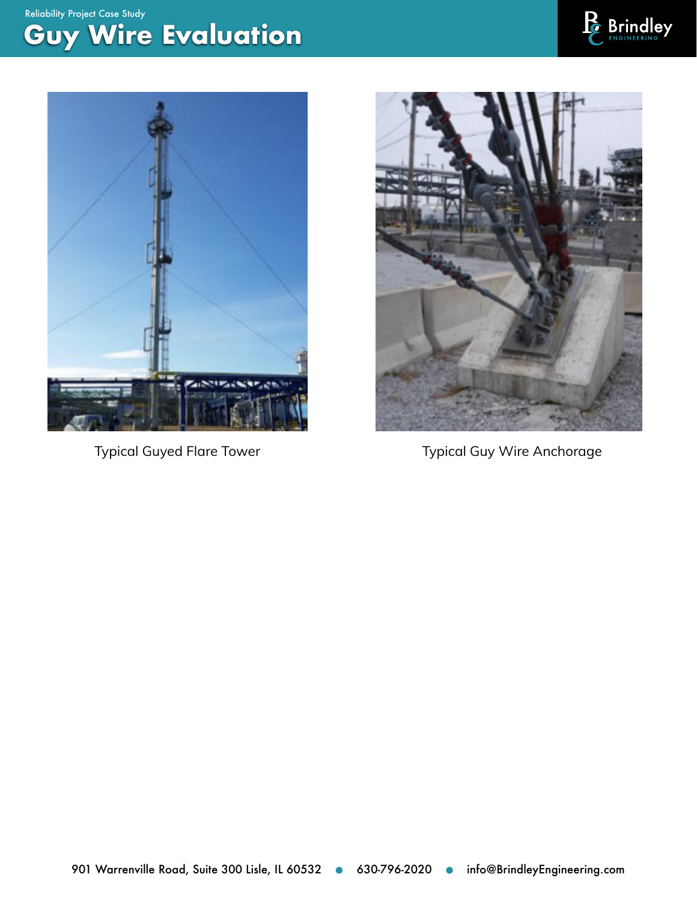Typical Guyed Flare Tower

Typical Guy Wire Anchorage